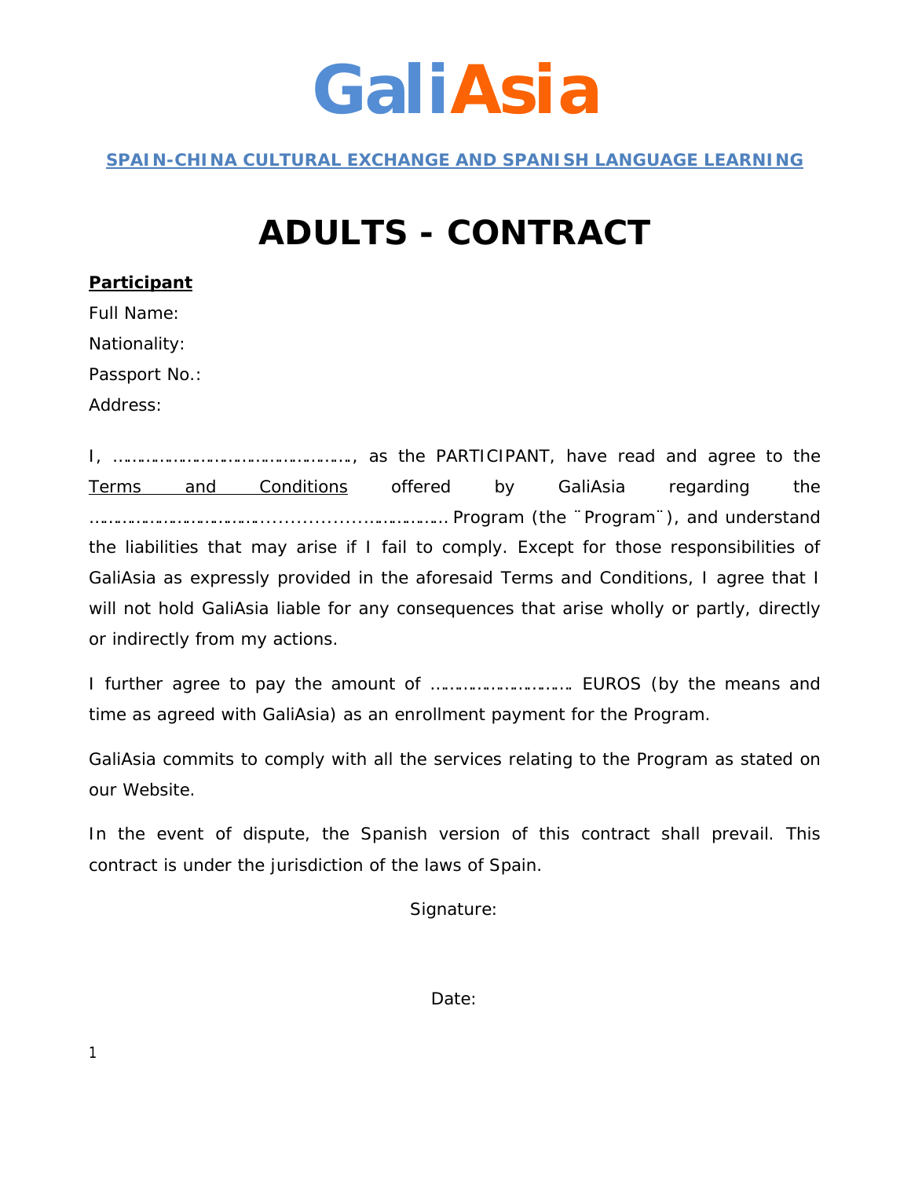# GaliAsia

**SPAIN-CHINA CULTURAL EXCHANGE AND SPANISH LANGUAGE LEARNING**

# ADULTS - CONTRACT

**Participant**

Full Name:

Nationality:

Passport No.:

Address:

I, ……………………………………………, as the PARTICIPANT, have read and agree to the Terms and Conditions offered by GaliAsia regarding the …………………………..................................……………… Program (the ¨Program¨), and understand the liabilities that may arise if I fail to comply. Except for those responsibilities of GaliAsia as expressly provided in the aforesaid Terms and Conditions, I agree that I will not hold GaliAsia liable for any consequences that arise wholly or partly, directly or indirectly from my actions.

I further agree to pay the amount of ………………………… EUROS (by the means and time as agreed with GaliAsia) as an enrollment payment for the Program.

GaliAsia commits to comply with all the services relating to the Program as stated on our Website.

In the event of dispute, the Spanish version of this contract shall prevail. This contract is under the jurisdiction of the laws of Spain.

Signature:

Date: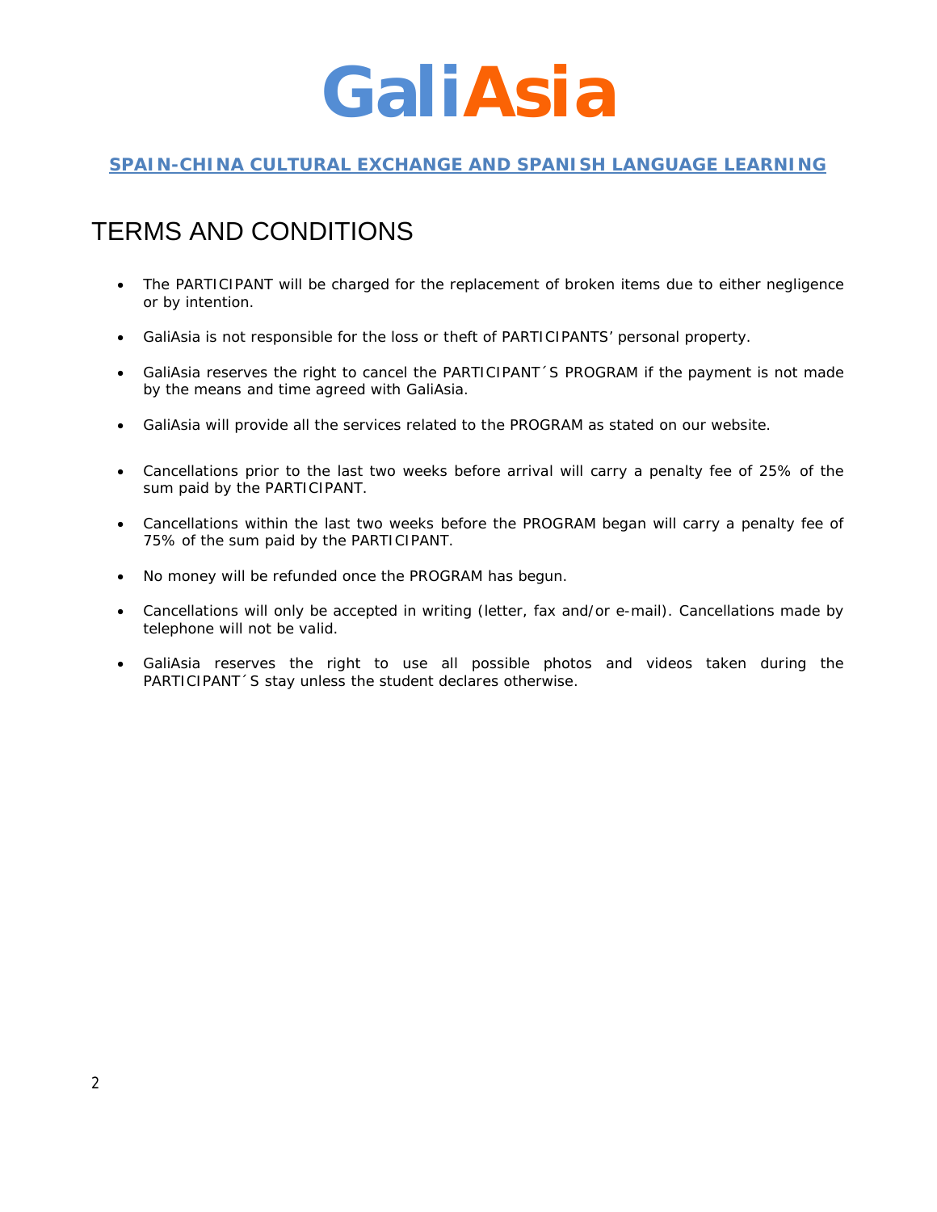# GaliAsia

**SPAIN-CHINA CULTURAL EXCHANGE AND SPANISH LANGUAGE LEARNING**

## TERMS AND CONDITIONS

- The PARTICIPANT will be charged for the replacement of broken items due to either negligence or by intention.
- GaliAsia is not responsible for the loss or theft of PARTICIPANTS' personal property.
- GaliAsia reserves the right to cancel the PARTICIPANT´S PROGRAM if the payment is not made by the means and time agreed with GaliAsia.
- GaliAsia will provide all the services related to the PROGRAM as stated on our website.
- Cancellations prior to the last two weeks before arrival will carry a penalty fee of 25% of the sum paid by the PARTICIPANT.
- Cancellations within the last two weeks before the PROGRAM began will carry a penalty fee of 75% of the sum paid by the PARTICIPANT.
- No money will be refunded once the PROGRAM has begun.
- Cancellations will only be accepted in writing (letter, fax and/or e-mail). Cancellations made by telephone will not be valid.
- GaliAsia reserves the right to use all possible photos and videos taken during the PARTICIPANT´S stay unless the student declares otherwise.